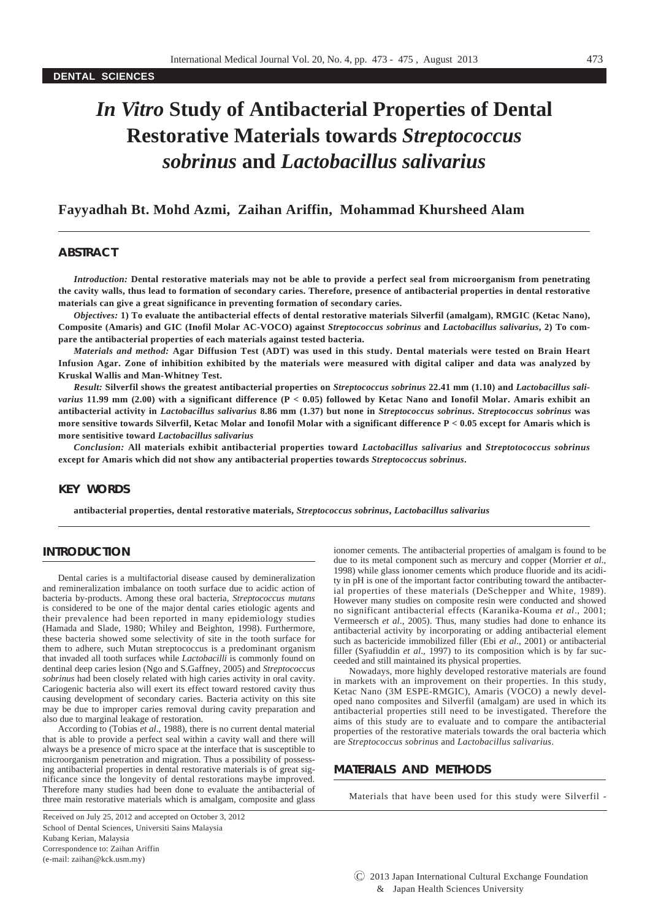DENTAL SCIENCES

# *In Vitro* Study of Antibacterial Properties of Dental Restorative Materials towards *Streptococcus sobrinus* and *Lactobacillus salivarius*

**Fayyadhah Bt. Mohd Azmi, Zaihan Ariffin, Mohammad Khursheed Alam**

## ABSTRACT

*Introduction:* **Dental restorative materials may not be able to provide a perfect seal from microorganism from penetrating the cavity walls, thus lead to formation of secondary caries. Therefore, presence of antibacterial properties in dental restorative materials can give a great significance in preventing formation of secondary caries.**

*Objectives:* **1) To evaluate the antibacterial effects of dental restorative materials Silverfil (amalgam), RMGIC (Ketac Nano), Composite (Amaris) and GIC (Inofil Molar AC-VOCO) against *Streptococcus sobrinus* and *Lactobacillus salivarius*, 2) To compare the antibacterial properties of each materials against tested bacteria.**

*Materials and method:* **Agar Diffusion Test (ADT) was used in this study. Dental materials were tested on Brain Heart Infusion Agar. Zone of inhibition exhibited by the materials were measured with digital caliper and data was analyzed by Kruskal Wallis and Man-Whitney Test.**

*Result:* **Silverfil shows the greatest antibacterial properties on *Streptococcus sobrinus* 22.41 mm (1.10) and *Lactobacillus salivarius* 11.99 mm (2.00) with a significant difference ($P < 0.05$) followed by Ketac Nano and Ionofil Molar. Amaris exhibit an antibacterial activity in *Lactobacillus salivarius* 8.86 mm (1.37) but none in *Streptococcus sobrinus*. *Streptococcus sobrinus* was more sensitive towards Silverfil, Ketac Molar and Ionofil Molar with a significant difference $P < 0.05$ except for Amaris which is more sentisitive toward *Lactobacillus salivarius***

*Conclusion:* **All materials exhibit antibacterial properties toward *Lactobacillus salivarius* and *Streptotococcus sobrinus* except for Amaris which did not show any antibacterial properties towards *Streptococcus sobrinus*.**

## KEY WORDS

**antibacterial properties, dental restorative materials, *Streptococcus sobrinus*, *Lactobacillus salivarius***

## INTRODUCTION

Dental caries is a multifactorial disease caused by demineralization and remineralization imbalance on tooth surface due to acidic action of bacteria by-products. Among these oral bacteria, *Streptococcus mutans* is considered to be one of the major dental caries etiologic agents and their prevalence had been reported in many epidemiology studies (Hamada and Slade, 1980; Whiley and Beighton, 1998). Furthermore, these bacteria showed some selectivity of site in the tooth surface for them to adhere, such Mutan streptococcus is a predominant organism that invaded all tooth surfaces while *Lactobacilli* is commonly found on dentinal deep caries lesion (Ngo and S.Gaffney, 2005) and *Streptococcus sobrinus* had been closely related with high caries activity in oral cavity. Cariogenic bacteria also will exert its effect toward restored cavity thus causing development of secondary caries. Bacteria activity on this site may be due to improper caries removal during cavity preparation and also due to marginal leakage of restoration.

According to (Tobias *et al*., 1988), there is no current dental material that is able to provide a perfect seal within a cavity wall and there will always be a presence of micro space at the interface that is susceptible to microorganism penetration and migration. Thus a possibility of possessing antibacterial properties in dental restorative materials is of great significance since the longevity of dental restorations maybe improved. Therefore many studies had been done to evaluate the antibacterial of three main restorative materials which is amalgam, composite and glass ionomer cements. The antibacterial properties of amalgam is found to be due to its metal component such as mercury and copper (Morrier *et al*., 1998) while glass ionomer cements which produce fluoride and its acidity in pH is one of the important factor contributing toward the antibacterial properties of these materials (DeSchepper and White, 1989). However many studies on composite resin were conducted and showed no significant antibacterial effects (Karanika-Kouma *et al*., 2001; Vermeersch *et al*., 2005). Thus, many studies had done to enhance its antibacterial activity by incorporating or adding antibacterial element such as bactericide immobilized filler (Ebi *et al*., 2001) or antibacterial filler (Syafiuddin *et al*., 1997) to its composition which is by far succeeded and still maintained its physical properties.

Nowadays, more highly developed restorative materials are found in markets with an improvement on their properties. In this study, Ketac Nano (3M ESPE-RMGIC), Amaris (VOCO) a newly developed nano composites and Silverfil (amalgam) are used in which its antibacterial properties still need to be investigated. Therefore the aims of this study are to evaluate and to compare the antibacterial properties of the restorative materials towards the oral bacteria which are *Streptococcus sobrinus* and *Lactobacillus salivarius*.

## MATERIALS AND METHODS

Materials that have been used for this study were Silverfil -

Received on July 25, 2012 and accepted on October 3, 2012
School of Dental Sciences, Universiti Sains Malaysia
Kubang Kerian, Malaysia
Correspondence to: Zaihan Ariffin
(e-mail: zaihan@kck.usm.my)

© 2013 Japan International Cultural Exchange Foundation & Japan Health Sciences University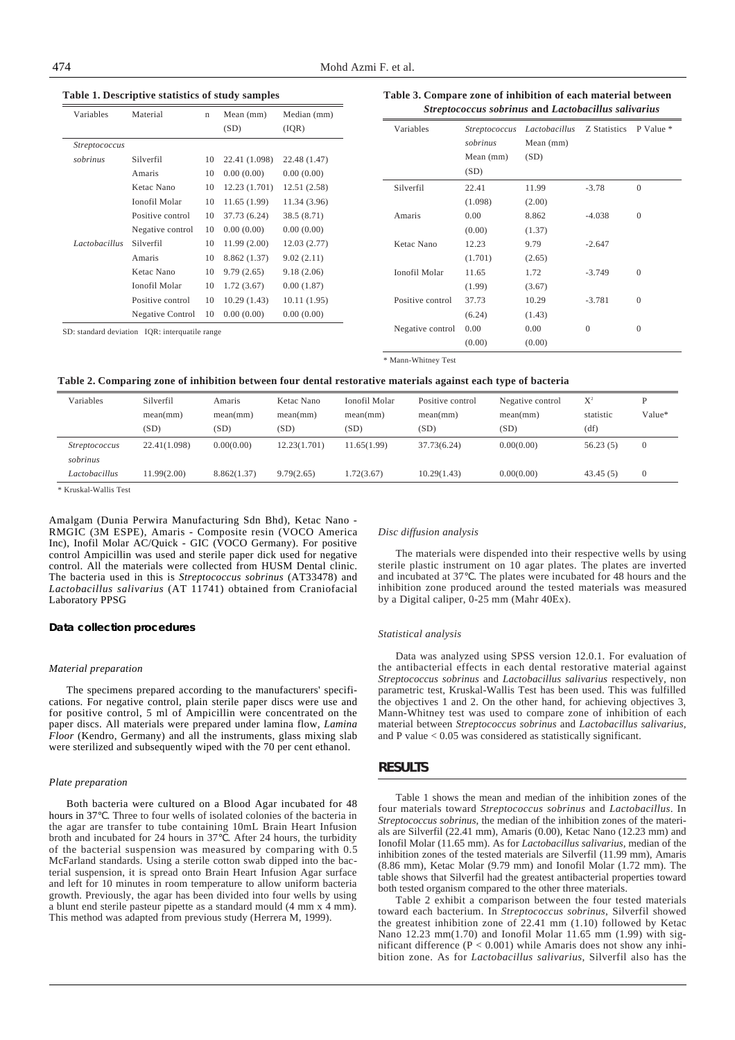**Table 1. Descriptive statistics of study samples**

| Variables | Material | n | Mean (mm) (SD) | Median (mm) (IQR) |
|---|---|---|---|---|
| *Streptococcus sobrinus* | Silverfil | 10 | 22.41 (1.098) | 22.48 (1.47) |
| | Amaris | 10 | 0.00 (0.00) | 0.00 (0.00) |
| | Ketac Nano | 10 | 12.23 (1.701) | 12.51 (2.58) |
| | Ionofil Molar | 10 | 11.65 (1.99) | 11.34 (3.96) |
| | Positive control | 10 | 37.73 (6.24) | 38.5 (8.71) |
| | Negative control | 10 | 0.00 (0.00) | 0.00 (0.00) |
| *Lactobacillus* | Silverfil | 10 | 11.99 (2.00) | 12.03 (2.77) |
| | Amaris | 10 | 8.862 (1.37) | 9.02 (2.11) |
| | Ketac Nano | 10 | 9.79 (2.65) | 9.18 (2.06) |
| | Ionofil Molar | 10 | 1.72 (3.67) | 0.00 (1.87) |
| | Positive control | 10 | 10.29 (1.43) | 10.11 (1.95) |
| | Negative Control | 10 | 0.00 (0.00) | 0.00 (0.00) |

SD: standard deviation IQR: interquatile range

**Table 3. Compare zone of inhibition of each material between *Streptococcus sobrinus* and *Lactobacillus salivarius***

| Variables | *Streptococcus sobrinus* Mean (mm) (SD) | *Lactobacillus* Mean (mm) (SD) | Z Statistics | P Value * |
|---|---|---|---|---|
| Silverfil | 22.41 (1.098) | 11.99 (2.00) | -3.78 | 0 |
| Amaris | 0.00 (0.00) | 8.862 (1.37) | -4.038 | 0 |
| Ketac Nano | 12.23 (1.701) | 9.79 (2.65) | -2.647 | |
| Ionofil Molar | 11.65 (1.99) | 1.72 (3.67) | -3.749 | 0 |
| Positive control | 37.73 (6.24) | 10.29 (1.43) | -3.781 | 0 |
| Negative control | 0.00 (0.00) | 0.00 (0.00) | 0 | 0 |

\* Mann-Whitney Test

**Table 2. Comparing zone of inhibition between four dental restorative materials against each type of bacteria**

| Variables | Silverfil mean(mm) (SD) | Amaris mean(mm) (SD) | Ketac Nano mean(mm) (SD) | Ionofil Molar mean(mm) (SD) | Positive control mean(mm) (SD) | Negative control mean(mm) (SD) | $X^2$ statistic (df) | P Value* |
|---|---|---|---|---|---|---|---|---|
| *Streptococcus sobrinus* | 22.41(1.098) | 0.00(0.00) | 12.23(1.701) | 11.65(1.99) | 37.73(6.24) | 0.00(0.00) | 56.23 (5) | 0 |
| *Lactobacillus* | 11.99(2.00) | 8.862(1.37) | 9.79(2.65) | 1.72(3.67) | 10.29(1.43) | 0.00(0.00) | 43.45 (5) | 0 |

\* Kruskal-Wallis Test

Amalgam (Dunia Perwira Manufacturing Sdn Bhd), Ketac Nano - RMGIC (3M ESPE), Amaris - Composite resin (VOCO America Inc), Inofil Molar AC/Quick - GIC (VOCO Germany). For positive control Ampicillin was used and sterile paper dick used for negative control. All the materials were collected from HUSM Dental clinic. The bacteria used in this is *Streptococcus sobrinus* (AT33478) and *Lactobacillus salivarius* (AT 11741) obtained from Craniofacial Laboratory PPSG

## Data collection procedures

### *Material preparation*

The specimens prepared according to the manufacturers' specifications. For negative control, plain sterile paper discs were use and for positive control, 5 ml of Ampicillin were concentrated on the paper discs. All materials were prepared under lamina flow, *Lamina Floor* (Kendro, Germany) and all the instruments, glass mixing slab were sterilized and subsequently wiped with the 70 per cent ethanol.

### *Plate preparation*

Both bacteria were cultured on a Blood Agar incubated for 48 hours in 37°C. Three to four wells of isolated colonies of the bacteria in the agar are transfer to tube containing 10mL Brain Heart Infusion broth and incubated for 24 hours in 37°C. After 24 hours, the turbidity of the bacterial suspension was measured by comparing with 0.5 McFarland standards. Using a sterile cotton swab dipped into the bacterial suspension, it is spread onto Brain Heart Infusion Agar surface and left for 10 minutes in room temperature to allow uniform bacteria growth. Previously, the agar has been divided into four wells by using a blunt end sterile pasteur pipette as a standard mould (4 mm x 4 mm). This method was adapted from previous study (Herrera M, 1999).

### *Disc diffusion analysis*

The materials were dispended into their respective wells by using sterile plastic instrument on 10 agar plates. The plates are inverted and incubated at 37°C. The plates were incubated for 48 hours and the inhibition zone produced around the tested materials was measured by a Digital caliper, 0-25 mm (Mahr 40Ex).

### *Statistical analysis*

Data was analyzed using SPSS version 12.0.1. For evaluation of the antibacterial effects in each dental restorative material against *Streptococcus sobrinus* and *Lactobacillus salivarius* respectively, non parametric test, Kruskal-Wallis Test has been used. This was fulfilled the objectives 1 and 2. On the other hand, for achieving objectives 3, Mann-Whitney test was used to compare zone of inhibition of each material between *Streptococcus sobrinus* and *Lactobacillus salivarius*, and P value < 0.05 was considered as statistically significant.

## RESULTS

Table 1 shows the mean and median of the inhibition zones of the four materials toward *Streptococcus sobrinus* and *Lactobacillus*. In *Streptococcus sobrinus*, the median of the inhibition zones of the materials are Silverfil (22.41 mm), Amaris (0.00), Ketac Nano (12.23 mm) and Ionofil Molar (11.65 mm). As for *Lactobacillus salivarius*, median of the inhibition zones of the tested materials are Silverfil (11.99 mm), Amaris (8.86 mm), Ketac Molar (9.79 mm) and Ionofil Molar (1.72 mm). The table shows that Silverfil had the greatest antibacterial properties toward both tested organism compared to the other three materials.

Table 2 exhibit a comparison between the four tested materials toward each bacterium. In *Streptococcus sobrinus*, Silverfil showed the greatest inhibition zone of 22.41 mm (1.10) followed by Ketac Nano 12.23 mm(1.70) and Ionofil Molar 11.65 mm (1.99) with significant difference ($P < 0.001$) while Amaris does not show any inhibition zone. As for *Lactobacillus salivarius*, Silverfil also has the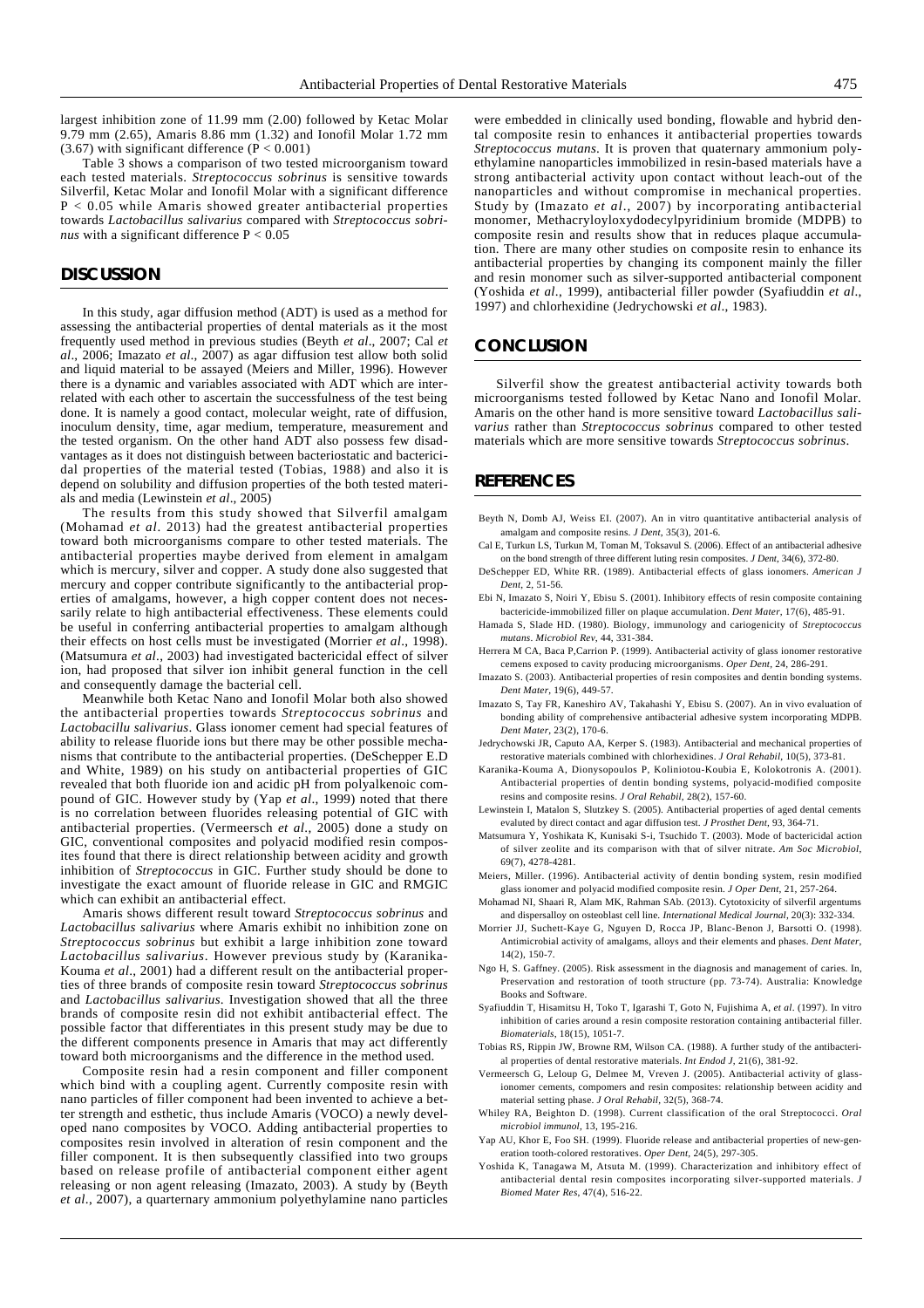largest inhibition zone of 11.99 mm (2.00) followed by Ketac Molar 9.79 mm (2.65), Amaris 8.86 mm (1.32) and Ionofil Molar 1.72 mm (3.67) with significant difference ($P < 0.001$)

Table 3 shows a comparison of two tested microorganism toward each tested materials. *Streptococcus sobrinus* is sensitive towards Silverfil, Ketac Molar and Ionofil Molar with a significant difference $P < 0.05$ while Amaris showed greater antibacterial properties towards *Lactobacillus salivarius* compared with *Streptococcus sobrinus* with a significant difference $P < 0.05$

## DISCUSSION

In this study, agar diffusion method (ADT) is used as a method for assessing the antibacterial properties of dental materials as it the most frequently used method in previous studies (Beyth *et al*., 2007; Cal *et al*., 2006; Imazato *et al*., 2007) as agar diffusion test allow both solid and liquid material to be assayed (Meiers and Miller, 1996). However there is a dynamic and variables associated with ADT which are interrelated with each other to ascertain the successfulness of the test being done. It is namely a good contact, molecular weight, rate of diffusion, inoculum density, time, agar medium, temperature, measurement and the tested organism. On the other hand ADT also possess few disadvantages as it does not distinguish between bacteriostatic and bactericidal properties of the material tested (Tobias, 1988) and also it is depend on solubility and diffusion properties of the both tested materials and media (Lewinstein *et al*., 2005)

The results from this study showed that Silverfil amalgam (Mohamad *et al*. 2013) had the greatest antibacterial properties toward both microorganisms compare to other tested materials. The antibacterial properties maybe derived from element in amalgam which is mercury, silver and copper. A study done also suggested that mercury and copper contribute significantly to the antibacterial properties of amalgams, however, a high copper content does not necessarily relate to high antibacterial effectiveness. These elements could be useful in conferring antibacterial properties to amalgam although their effects on host cells must be investigated (Morrier *et al*., 1998). (Matsumura *et al*., 2003) had investigated bactericidal effect of silver ion, had proposed that silver ion inhibit general function in the cell and consequently damage the bacterial cell.

Meanwhile both Ketac Nano and Ionofil Molar both also showed the antibacterial properties towards *Streptococcus sobrinus* and *Lactobacillu salivarius*. Glass ionomer cement had special features of ability to release fluoride ions but there may be other possible mechanisms that contribute to the antibacterial properties. (DeSchepper E.D and White, 1989) on his study on antibacterial properties of GIC revealed that both fluoride ion and acidic pH from polyalkenoic compound of GIC. However study by (Yap *et al*., 1999) noted that there is no correlation between fluorides releasing potential of GIC with antibacterial properties. (Vermeersch *et al*., 2005) done a study on GIC, conventional composites and polyacid modified resin composites found that there is direct relationship between acidity and growth inhibition of *Streptococcus* in GIC. Further study should be done to investigate the exact amount of fluoride release in GIC and RMGIC which can exhibit an antibacterial effect.

Amaris shows different result toward *Streptococcus sobrinus* and *Lactobacillus salivarius* where Amaris exhibit no inhibition zone on *Streptococcus sobrinus* but exhibit a large inhibition zone toward *Lactobacillus salivarius*. However previous study by (Karanika-Kouma *et al*., 2001) had a different result on the antibacterial properties of three brands of composite resin toward *Streptococcus sobrinus* and *Lactobacillus salivarius*. Investigation showed that all the three brands of composite resin did not exhibit antibacterial effect. The possible factor that differentiates in this present study may be due to the different components presence in Amaris that may act differently toward both microorganisms and the difference in the method used.

Composite resin had a resin component and filler component which bind with a coupling agent. Currently composite resin with nano particles of filler component had been invented to achieve a better strength and esthetic, thus include Amaris (VOCO) a newly developed nano composites by VOCO. Adding antibacterial properties to composites resin involved in alteration of resin component and the filler component. It is then subsequently classified into two groups based on release profile of antibacterial component either agent releasing or non agent releasing (Imazato, 2003). A study by (Beyth *et al*., 2007), a quarternary ammonium polyethylamine nano particles were embedded in clinically used bonding, flowable and hybrid dental composite resin to enhances it antibacterial properties towards *Streptococcus mutans*. It is proven that quaternary ammonium polyethylamine nanoparticles immobilized in resin-based materials have a strong antibacterial activity upon contact without leach-out of the nanoparticles and without compromise in mechanical properties. Study by (Imazato *et al*., 2007) by incorporating antibacterial monomer, Methacryloyloxydodecylpyridinium bromide (MDPB) to composite resin and results show that in reduces plaque accumulation. There are many other studies on composite resin to enhance its antibacterial properties by changing its component mainly the filler and resin monomer such as silver-supported antibacterial component (Yoshida *et al*., 1999), antibacterial filler powder (Syafiuddin *et al*., 1997) and chlorhexidine (Jedrychowski *et al*., 1983).

## CONCLUSION

Silverfil show the greatest antibacterial activity towards both microorganisms tested followed by Ketac Nano and Ionofil Molar. Amaris on the other hand is more sensitive toward *Lactobacillus salivarius* rather than *Streptococcus sobrinus* compared to other tested materials which are more sensitive towards *Streptococcus sobrinus*.

## REFERENCES

Beyth N, Domb AJ, Weiss EI. (2007). An in vitro quantitative antibacterial analysis of amalgam and composite resins. *J Dent*, 35(3), 201-6.

Cal E, Turkun LS, Turkun M, Toman M, Toksavul S. (2006). Effect of an antibacterial adhesive on the bond strength of three different luting resin composites. *J Dent*, 34(6), 372-80.

DeSchepper ED, White RR. (1989). Antibacterial effects of glass ionomers. *American J Dent*, 2, 51-56.

Ebi N, Imazato S, Noiri Y, Ebisu S. (2001). Inhibitory effects of resin composite containing bactericide-immobilized filler on plaque accumulation. *Dent Mater*, 17(6), 485-91.

Hamada S, Slade HD. (1980). Biology, immunology and cariogenicity of *Streptococcus mutans*. *Microbiol Rev*, 44, 331-384.

Herrera M CA, Baca P,Carrion P. (1999). Antibacterial activity of glass ionomer restorative cemens exposed to cavity producing microorganisms. *Oper Dent*, 24, 286-291.

Imazato S. (2003). Antibacterial properties of resin composites and dentin bonding systems. *Dent Mater*, 19(6), 449-57.

Imazato S, Tay FR, Kaneshiro AV, Takahashi Y, Ebisu S. (2007). An in vivo evaluation of bonding ability of comprehensive antibacterial adhesive system incorporating MDPB. *Dent Mater*, 23(2), 170-6.

Jedrychowski JR, Caputo AA, Kerper S. (1983). Antibacterial and mechanical properties of restorative materials combined with chlorhexidines. *J Oral Rehabil*, 10(5), 373-81.

Karanika-Kouma A, Dionysopoulos P, Koliniotou-Koubia E, Kolokotronis A. (2001). Antibacterial properties of dentin bonding systems, polyacid-modified composite resins and composite resins. *J Oral Rehabil*, 28(2), 157-60.

Lewinstein I, Matalon S, Slutzkey S. (2005). Antibacterial properties of aged dental cements evaluted by direct contact and agar diffusion test. *J Prosthet Dent*, 93, 364-71.

Matsumura Y, Yoshikata K, Kunisaki S-i, Tsuchido T. (2003). Mode of bactericidal action of silver zeolite and its comparison with that of silver nitrate. *Am Soc Microbiol*, 69(7), 4278-4281.

Meiers, Miller. (1996). Antibacterial activity of dentin bonding system, resin modified glass ionomer and polyacid modified composite resin. *J Oper Dent*, 21, 257-264.

Mohamad NI, Shaari R, Alam MK, Rahman SAb. (2013). Cytotoxicity of silverfil argentums and dispersalloy on osteoblast cell line. *International Medical Journal*, 20(3): 332-334.

Morrier JJ, Suchett-Kaye G, Nguyen D, Rocca JP, Blanc-Benon J, Barsotti O. (1998). Antimicrobial activity of amalgams, alloys and their elements and phases. *Dent Mater*, 14(2), 150-7.

Ngo H, S. Gaffney. (2005). Risk assessment in the diagnosis and management of caries. In, Preservation and restoration of tooth structure (pp. 73-74). Australia: Knowledge Books and Software.

Syafiuddin T, Hisamitsu H, Toko T, Igarashi T, Goto N, Fujishima A, *et al*. (1997). In vitro inhibition of caries around a resin composite restoration containing antibacterial filler. *Biomaterials*, 18(15), 1051-7.

Tobias RS, Rippin JW, Browne RM, Wilson CA. (1988). A further study of the antibacterial properties of dental restorative materials. *Int Endod J*, 21(6), 381-92.

Vermeersch G, Leloup G, Delmee M, Vreven J. (2005). Antibacterial activity of glass-ionomer cements, compomers and resin composites: relationship between acidity and material setting phase. *J Oral Rehabil*, 32(5), 368-74.

Whiley RA, Beighton D. (1998). Current classification of the oral Streptococci. *Oral microbiol immunol*, 13, 195-216.

Yap AU, Khor E, Foo SH. (1999). Fluoride release and antibacterial properties of new-generation tooth-colored restoratives. *Oper Dent*, 24(5), 297-305.

Yoshida K, Tanagawa M, Atsuta M. (1999). Characterization and inhibitory effect of antibacterial dental resin composites incorporating silver-supported materials. *J Biomed Mater Res*, 47(4), 516-22.